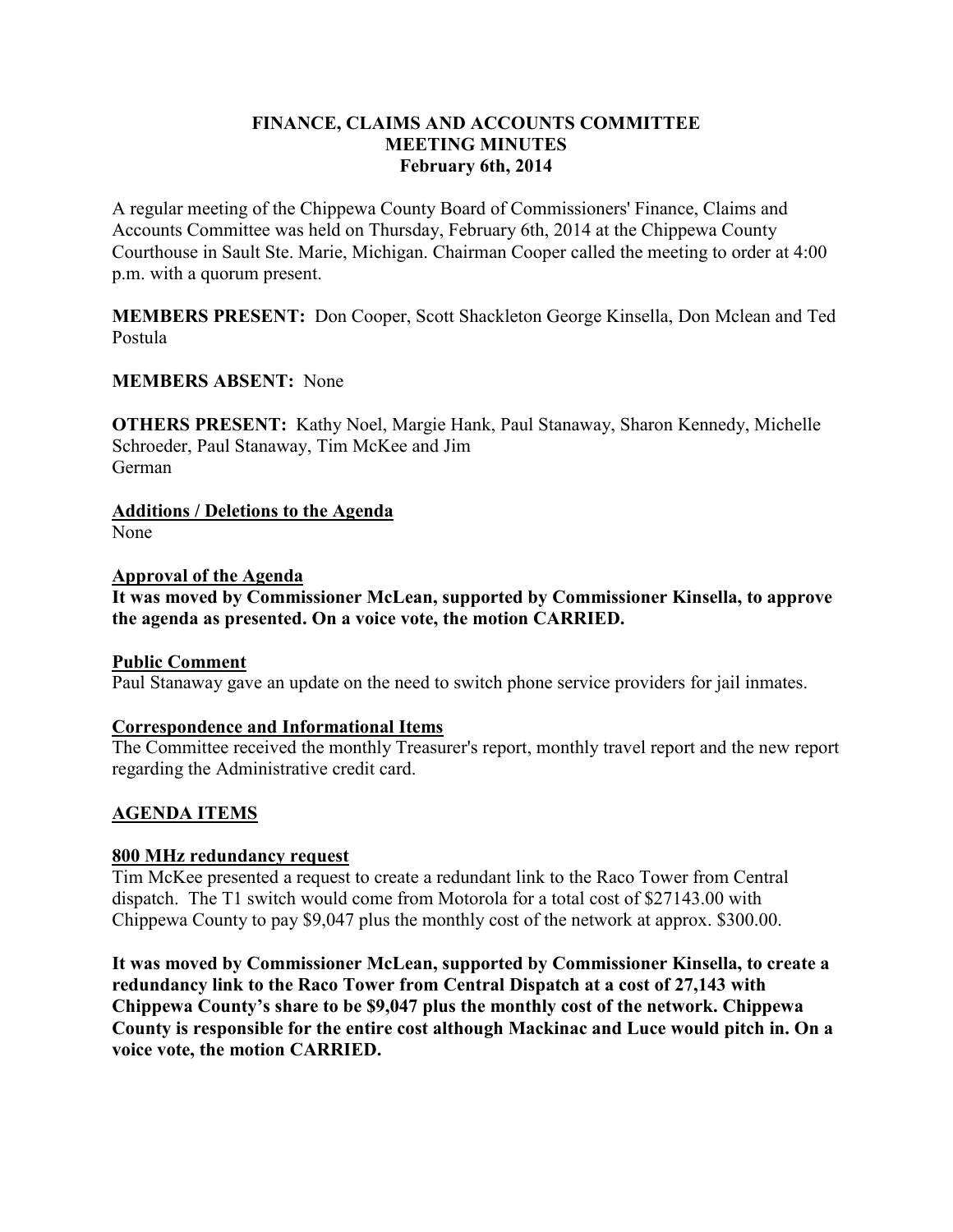# FINANCE, CLAIMS AND ACCOUNTS COMMITTEE
## MEETING MINUTES
### February 6th, 2014

A regular meeting of the Chippewa County Board of Commissioners' Finance, Claims and Accounts Committee was held on Thursday, February 6th, 2014 at the Chippewa County Courthouse in Sault Ste. Marie, Michigan. Chairman Cooper called the meeting to order at 4:00 p.m. with a quorum present.

**MEMBERS PRESENT:** Don Cooper, Scott Shackleton George Kinsella, Don Mclean and Ted Postula

**MEMBERS ABSENT:** None

**OTHERS PRESENT:** Kathy Noel, Margie Hank, Paul Stanaway, Sharon Kennedy, Michelle Schroeder, Paul Stanaway, Tim McKee and Jim German

**Additions / Deletions to the Agenda**

None

**Approval of the Agenda**

**It was moved by Commissioner McLean, supported by Commissioner Kinsella, to approve the agenda as presented. On a voice vote, the motion CARRIED.**

**Public Comment**

Paul Stanaway gave an update on the need to switch phone service providers for jail inmates.

**Correspondence and Informational Items**

The Committee received the monthly Treasurer's report, monthly travel report and the new report regarding the Administrative credit card.

**AGENDA ITEMS**

**800 MHz redundancy request**

Tim McKee presented a request to create a redundant link to the Raco Tower from Central dispatch. The T1 switch would come from Motorola for a total cost of $27143.00 with Chippewa County to pay $9,047 plus the monthly cost of the network at approx. $300.00.

**It was moved by Commissioner McLean, supported by Commissioner Kinsella, to create a redundancy link to the Raco Tower from Central Dispatch at a cost of 27,143 with Chippewa County's share to be $9,047 plus the monthly cost of the network. Chippewa County is responsible for the entire cost although Mackinac and Luce would pitch in. On a voice vote, the motion CARRIED.**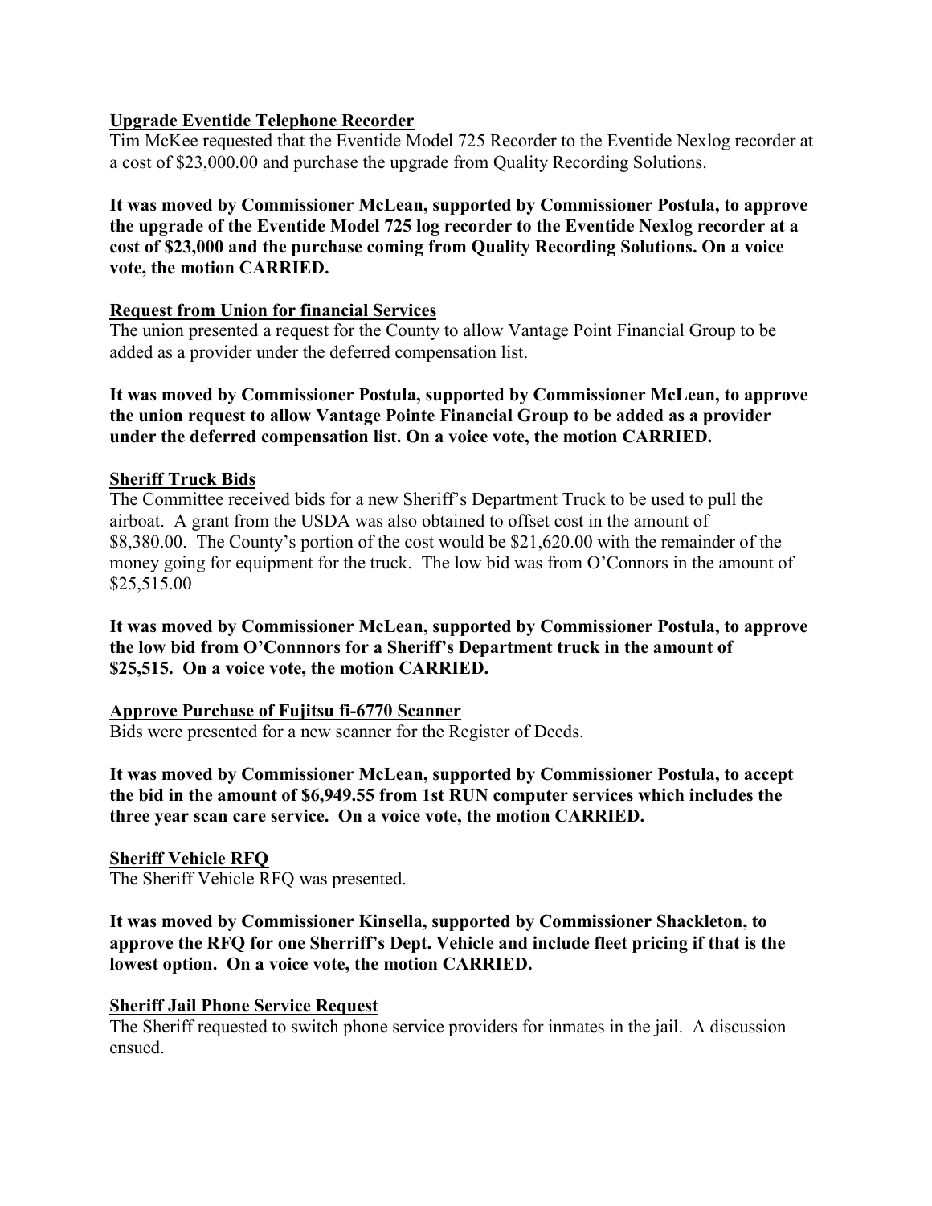**Upgrade Eventide Telephone Recorder**

Tim McKee requested that the Eventide Model 725 Recorder to the Eventide Nexlog recorder at a cost of $23,000.00 and purchase the upgrade from Quality Recording Solutions.

**It was moved by Commissioner McLean, supported by Commissioner Postula, to approve the upgrade of the Eventide Model 725 log recorder to the Eventide Nexlog recorder at a cost of $23,000 and the purchase coming from Quality Recording Solutions. On a voice vote, the motion CARRIED.**

**Request from Union for financial Services**

The union presented a request for the County to allow Vantage Point Financial Group to be added as a provider under the deferred compensation list.

**It was moved by Commissioner Postula, supported by Commissioner McLean, to approve the union request to allow Vantage Pointe Financial Group to be added as a provider under the deferred compensation list. On a voice vote, the motion CARRIED.**

**Sheriff Truck Bids**

The Committee received bids for a new Sheriff's Department Truck to be used to pull the airboat. A grant from the USDA was also obtained to offset cost in the amount of $8,380.00. The County's portion of the cost would be $21,620.00 with the remainder of the money going for equipment for the truck. The low bid was from O'Connors in the amount of $25,515.00

**It was moved by Commissioner McLean, supported by Commissioner Postula, to approve the low bid from O'Connnors for a Sheriff's Department truck in the amount of $25,515. On a voice vote, the motion CARRIED.**

**Approve Purchase of Fujitsu fi-6770 Scanner**

Bids were presented for a new scanner for the Register of Deeds.

**It was moved by Commissioner McLean, supported by Commissioner Postula, to accept the bid in the amount of $6,949.55 from 1st RUN computer services which includes the three year scan care service. On a voice vote, the motion CARRIED.**

**Sheriff Vehicle RFQ**

The Sheriff Vehicle RFQ was presented.

**It was moved by Commissioner Kinsella, supported by Commissioner Shackleton, to approve the RFQ for one Sherriff's Dept. Vehicle and include fleet pricing if that is the lowest option. On a voice vote, the motion CARRIED.**

**Sheriff Jail Phone Service Request**

The Sheriff requested to switch phone service providers for inmates in the jail. A discussion ensued.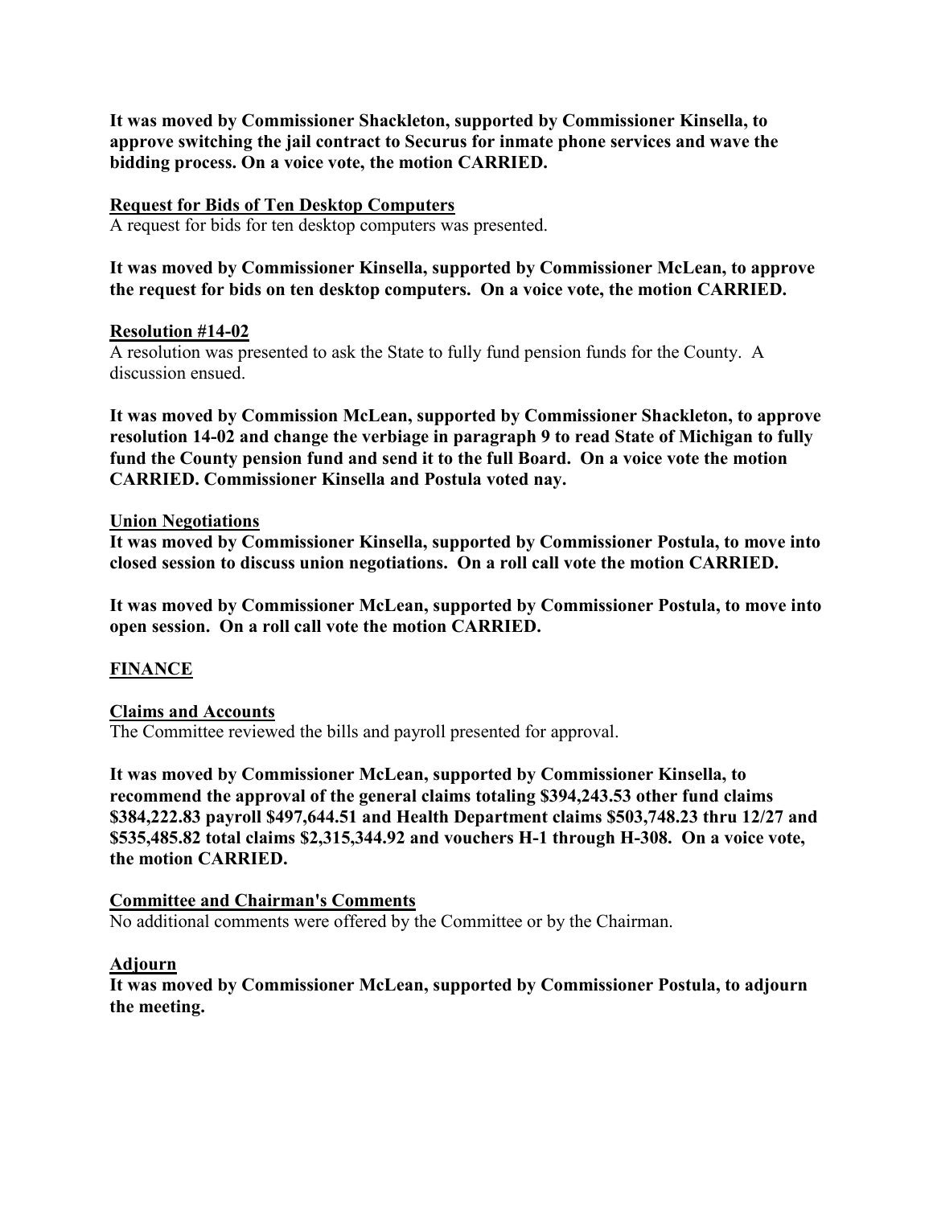**It was moved by Commissioner Shackleton, supported by Commissioner Kinsella, to approve switching the jail contract to Securus for inmate phone services and wave the bidding process. On a voice vote, the motion CARRIED.**

## Request for Bids of Ten Desktop Computers

A request for bids for ten desktop computers was presented.

**It was moved by Commissioner Kinsella, supported by Commissioner McLean, to approve the request for bids on ten desktop computers. On a voice vote, the motion CARRIED.**

## Resolution #14-02

A resolution was presented to ask the State to fully fund pension funds for the County. A discussion ensued.

**It was moved by Commission McLean, supported by Commissioner Shackleton, to approve resolution 14-02 and change the verbiage in paragraph 9 to read State of Michigan to fully fund the County pension fund and send it to the full Board. On a voice vote the motion CARRIED. Commissioner Kinsella and Postula voted nay.**

## Union Negotiations

**It was moved by Commissioner Kinsella, supported by Commissioner Postula, to move into closed session to discuss union negotiations. On a roll call vote the motion CARRIED.**

**It was moved by Commissioner McLean, supported by Commissioner Postula, to move into open session. On a roll call vote the motion CARRIED.**

# FINANCE

## Claims and Accounts

The Committee reviewed the bills and payroll presented for approval.

**It was moved by Commissioner McLean, supported by Commissioner Kinsella, to recommend the approval of the general claims totaling $394,243.53 other fund claims $384,222.83 payroll $497,644.51 and Health Department claims $503,748.23 thru 12/27 and $535,485.82 total claims $2,315,344.92 and vouchers H-1 through H-308. On a voice vote, the motion CARRIED.**

## Committee and Chairman's Comments

No additional comments were offered by the Committee or by the Chairman.

## Adjourn

**It was moved by Commissioner McLean, supported by Commissioner Postula, to adjourn the meeting.**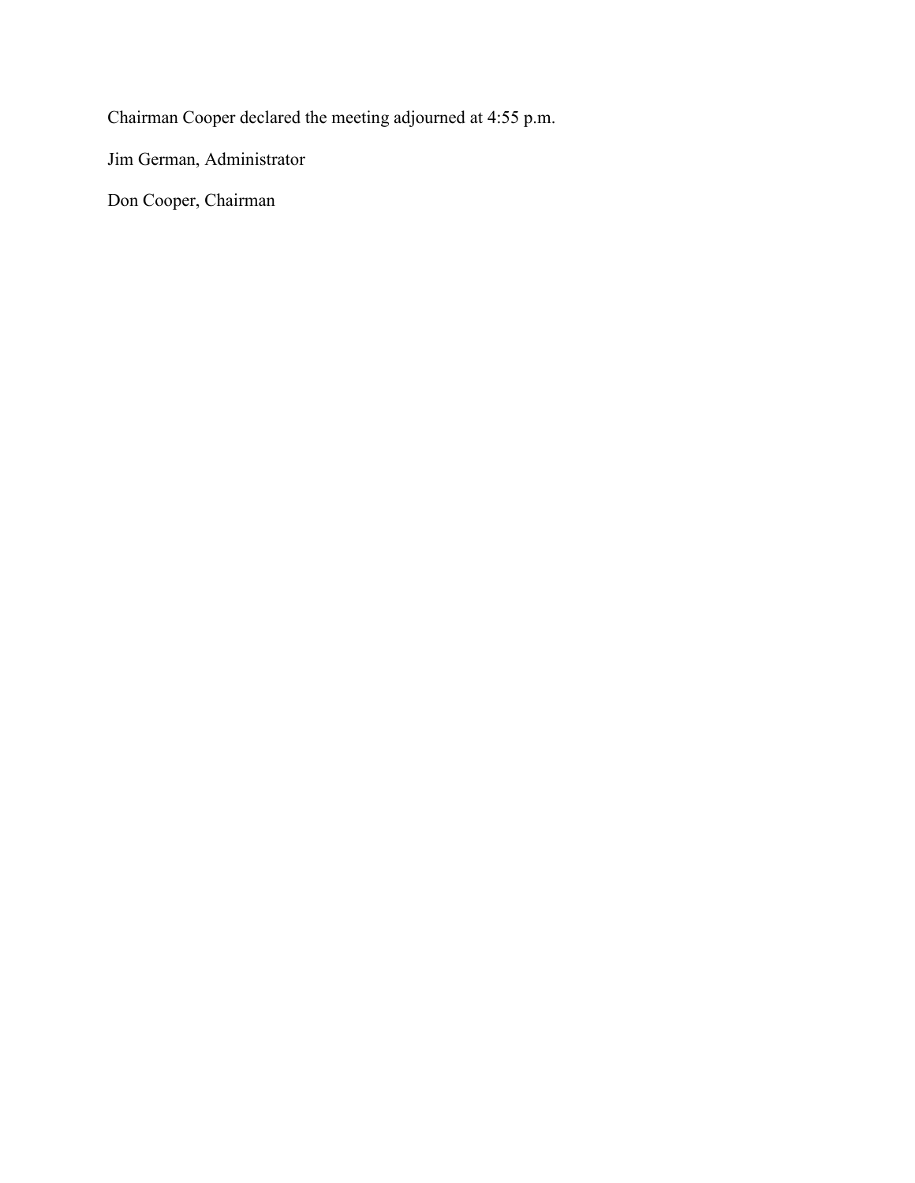Chairman Cooper declared the meeting adjourned at 4:55 p.m.

Jim German, Administrator

Don Cooper, Chairman